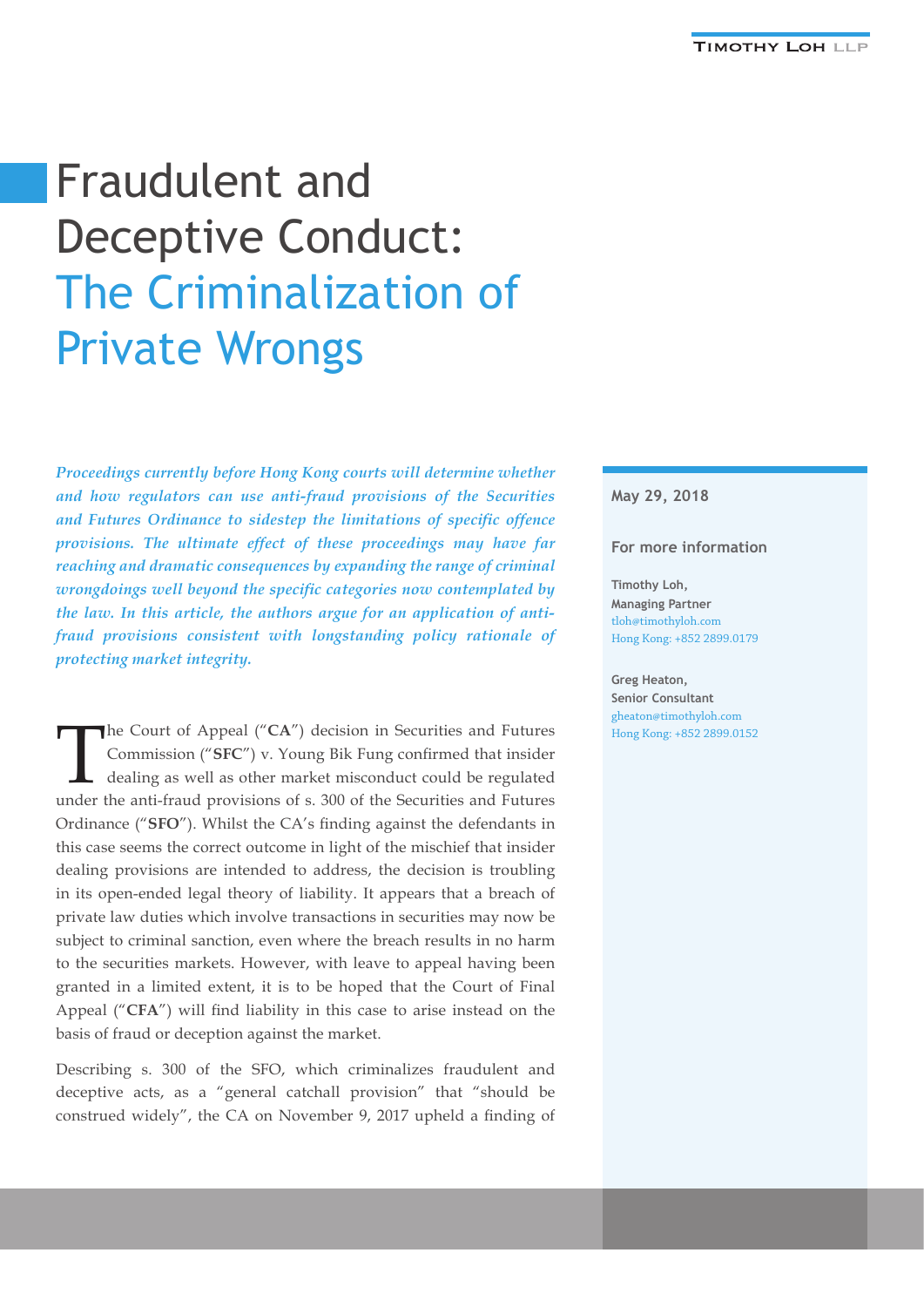# Fraudulent and Deceptive Conduct: The Criminalization of Private Wrongs

*Proceedings currently before Hong Kong courts will determine whether and how regulators can use anti-fraud provisions of the Securities and Futures Ordinance to sidestep the limitations of specific offence provisions. The ultimate effect of these proceedings may have far reaching and dramatic consequences by expanding the range of criminal wrongdoings well beyond the specific categories now contemplated by the law. In this article, the authors argue for an application of anti-fraud provisions consistent with longstanding policy rationale of protecting market integrity.*

May 29, 2018

**For more information**

**Timothy Loh,**
**Managing Partner**
tloh@timothyloh.com
Hong Kong: +852 2899.0179

**Greg Heaton,**
**Senior Consultant**
gheaton@timothyloh.com
Hong Kong: +852 2899.0152

The Court of Appeal ("**CA**") decision in Securities and Futures Commission ("**SFC**") v. Young Bik Fung confirmed that insider dealing as well as other market misconduct could be regulated under the anti-fraud provisions of s. 300 of the Securities and Futures Ordinance ("**SFO**"). Whilst the CA's finding against the defendants in this case seems the correct outcome in light of the mischief that insider dealing provisions are intended to address, the decision is troubling in its open-ended legal theory of liability. It appears that a breach of private law duties which involve transactions in securities may now be subject to criminal sanction, even where the breach results in no harm to the securities markets. However, with leave to appeal having been granted in a limited extent, it is to be hoped that the Court of Final Appeal ("**CFA**") will find liability in this case to arise instead on the basis of fraud or deception against the market.

Describing s. 300 of the SFO, which criminalizes fraudulent and deceptive acts, as a "general catchall provision" that "should be construed widely", the CA on November 9, 2017 upheld a finding of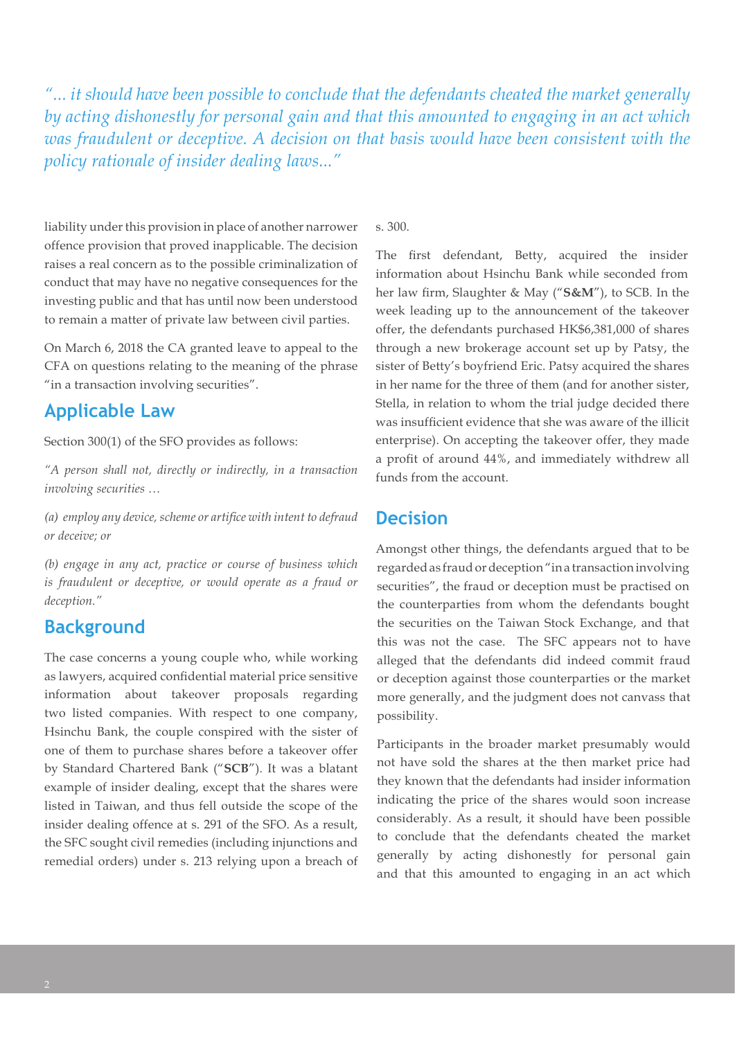*"... it should have been possible to conclude that the defendants cheated the market generally by acting dishonestly for personal gain and that this amounted to engaging in an act which was fraudulent or deceptive. A decision on that basis would have been consistent with the policy rationale of insider dealing laws..."*

liability under this provision in place of another narrower offence provision that proved inapplicable. The decision raises a real concern as to the possible criminalization of conduct that may have no negative consequences for the investing public and that has until now been understood to remain a matter of private law between civil parties.

On March 6, 2018 the CA granted leave to appeal to the CFA on questions relating to the meaning of the phrase "in a transaction involving securities".

## Applicable Law

Section 300(1) of the SFO provides as follows:

*"A person shall not, directly or indirectly, in a transaction involving securities …*

*(a) employ any device, scheme or artifice with intent to defraud or deceive; or*

*(b) engage in any act, practice or course of business which is fraudulent or deceptive, or would operate as a fraud or deception."*

## Background

The case concerns a young couple who, while working as lawyers, acquired confidential material price sensitive information about takeover proposals regarding two listed companies. With respect to one company, Hsinchu Bank, the couple conspired with the sister of one of them to purchase shares before a takeover offer by Standard Chartered Bank ("**SCB**"). It was a blatant example of insider dealing, except that the shares were listed in Taiwan, and thus fell outside the scope of the insider dealing offence at s. 291 of the SFO. As a result, the SFC sought civil remedies (including injunctions and remedial orders) under s. 213 relying upon a breach of s. 300.

The first defendant, Betty, acquired the insider information about Hsinchu Bank while seconded from her law firm, Slaughter & May ("**S&M**"), to SCB. In the week leading up to the announcement of the takeover offer, the defendants purchased HK$6,381,000 of shares through a new brokerage account set up by Patsy, the sister of Betty's boyfriend Eric. Patsy acquired the shares in her name for the three of them (and for another sister, Stella, in relation to whom the trial judge decided there was insufficient evidence that she was aware of the illicit enterprise). On accepting the takeover offer, they made a profit of around 44%, and immediately withdrew all funds from the account.

## Decision

Amongst other things, the defendants argued that to be regarded as fraud or deception "in a transaction involving securities", the fraud or deception must be practised on the counterparties from whom the defendants bought the securities on the Taiwan Stock Exchange, and that this was not the case. The SFC appears not to have alleged that the defendants did indeed commit fraud or deception against those counterparties or the market more generally, and the judgment does not canvass that possibility.

Participants in the broader market presumably would not have sold the shares at the then market price had they known that the defendants had insider information indicating the price of the shares would soon increase considerably. As a result, it should have been possible to conclude that the defendants cheated the market generally by acting dishonestly for personal gain and that this amounted to engaging in an act which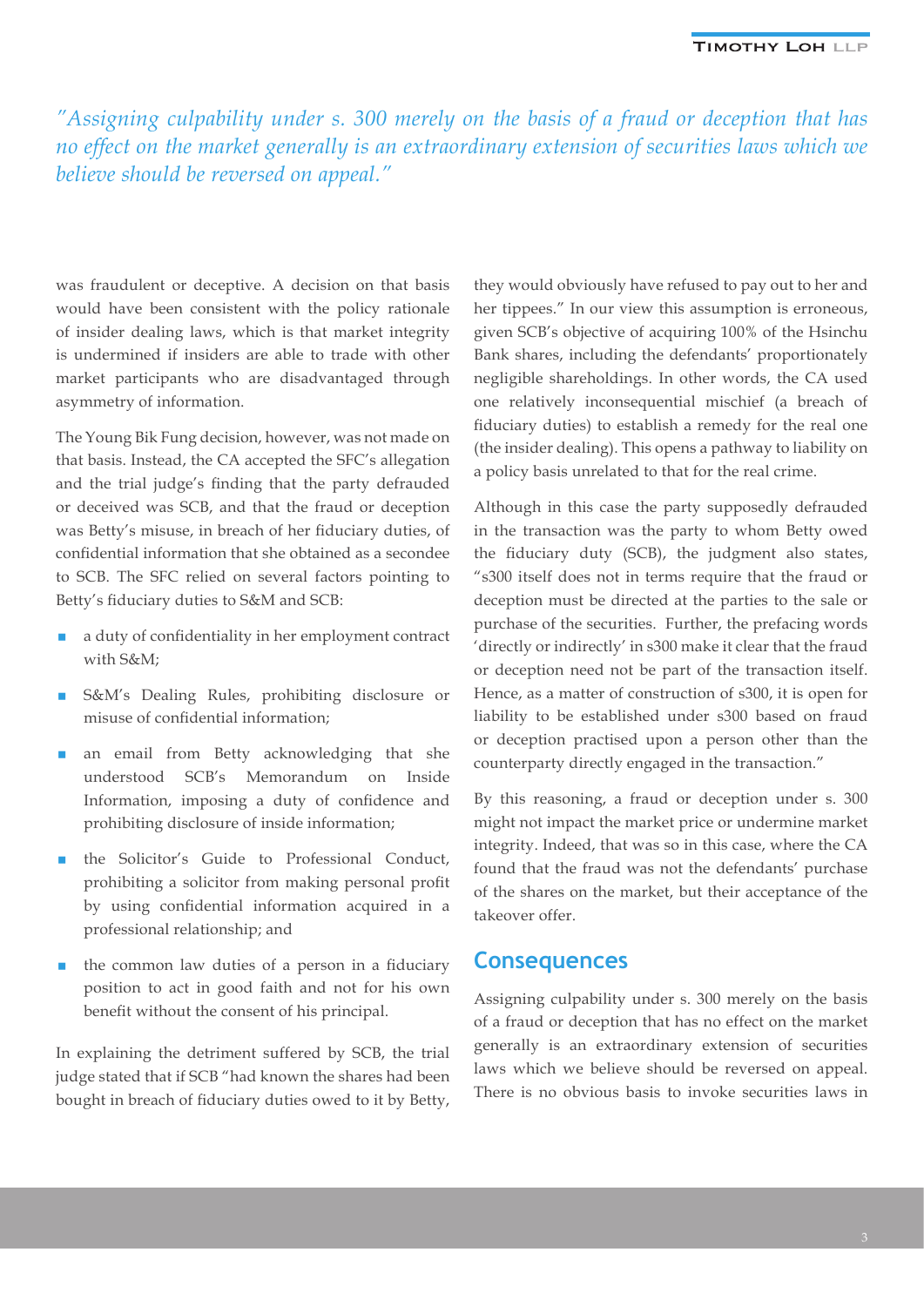*"Assigning culpability under s. 300 merely on the basis of a fraud or deception that has no effect on the market generally is an extraordinary extension of securities laws which we believe should be reversed on appeal."*

was fraudulent or deceptive. A decision on that basis would have been consistent with the policy rationale of insider dealing laws, which is that market integrity is undermined if insiders are able to trade with other market participants who are disadvantaged through asymmetry of information.

The Young Bik Fung decision, however, was not made on that basis. Instead, the CA accepted the SFC's allegation and the trial judge's finding that the party defrauded or deceived was SCB, and that the fraud or deception was Betty's misuse, in breach of her fiduciary duties, of confidential information that she obtained as a secondee to SCB. The SFC relied on several factors pointing to Betty's fiduciary duties to S&M and SCB:

- a duty of confidentiality in her employment contract with S&M;
- S&M's Dealing Rules, prohibiting disclosure or misuse of confidential information;
- an email from Betty acknowledging that she understood SCB's Memorandum on Inside Information, imposing a duty of confidence and prohibiting disclosure of inside information;
- the Solicitor's Guide to Professional Conduct, prohibiting a solicitor from making personal profit by using confidential information acquired in a professional relationship; and
- the common law duties of a person in a fiduciary position to act in good faith and not for his own benefit without the consent of his principal.

In explaining the detriment suffered by SCB, the trial judge stated that if SCB "had known the shares had been bought in breach of fiduciary duties owed to it by Betty, they would obviously have refused to pay out to her and her tippees." In our view this assumption is erroneous, given SCB's objective of acquiring 100% of the Hsinchu Bank shares, including the defendants' proportionately negligible shareholdings. In other words, the CA used one relatively inconsequential mischief (a breach of fiduciary duties) to establish a remedy for the real one (the insider dealing). This opens a pathway to liability on a policy basis unrelated to that for the real crime.

Although in this case the party supposedly defrauded in the transaction was the party to whom Betty owed the fiduciary duty (SCB), the judgment also states, "s300 itself does not in terms require that the fraud or deception must be directed at the parties to the sale or purchase of the securities. Further, the prefacing words 'directly or indirectly' in s300 make it clear that the fraud or deception need not be part of the transaction itself. Hence, as a matter of construction of s300, it is open for liability to be established under s300 based on fraud or deception practised upon a person other than the counterparty directly engaged in the transaction."

By this reasoning, a fraud or deception under s. 300 might not impact the market price or undermine market integrity. Indeed, that was so in this case, where the CA found that the fraud was not the defendants' purchase of the shares on the market, but their acceptance of the takeover offer.

## Consequences

Assigning culpability under s. 300 merely on the basis of a fraud or deception that has no effect on the market generally is an extraordinary extension of securities laws which we believe should be reversed on appeal. There is no obvious basis to invoke securities laws in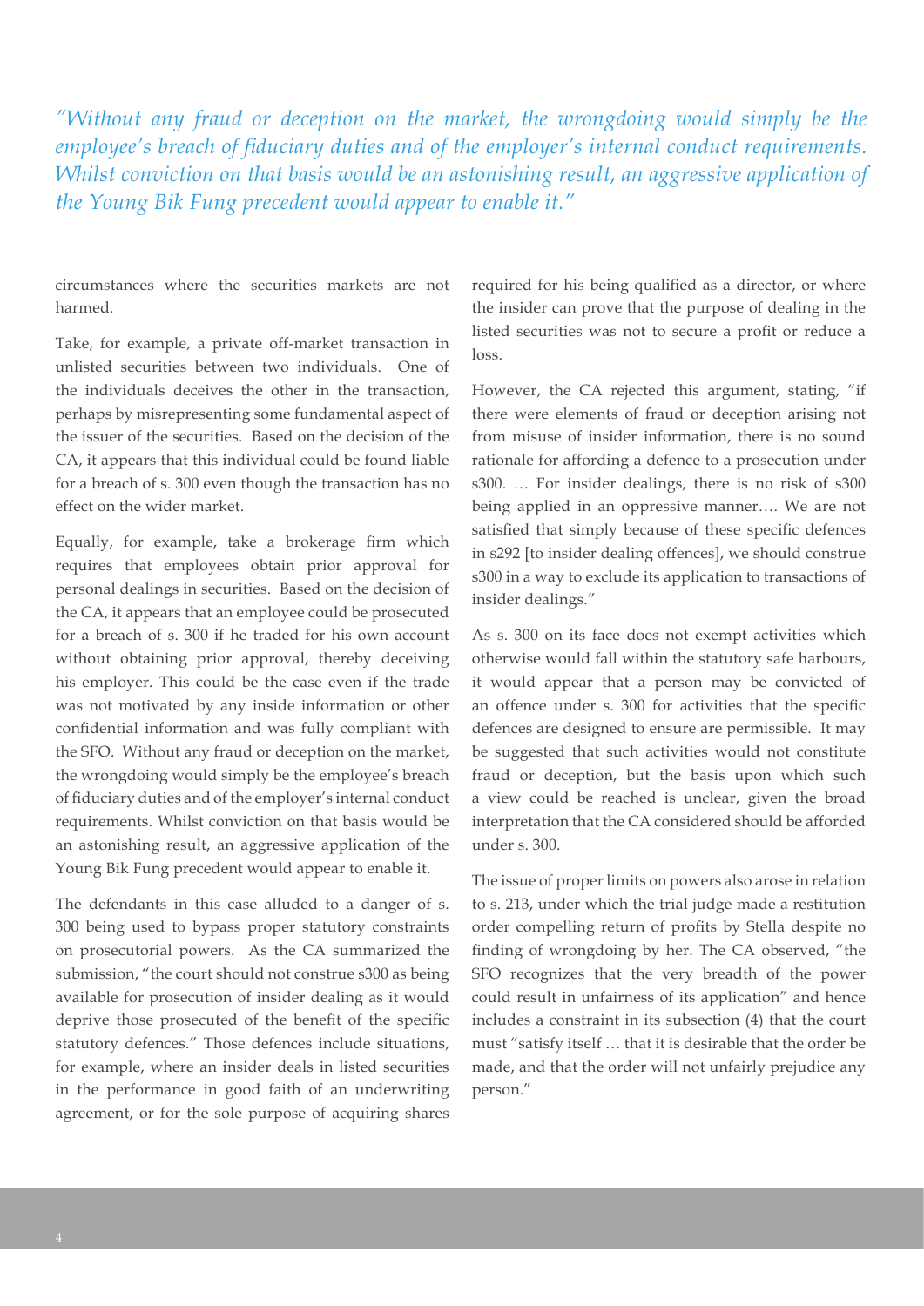*"Without any fraud or deception on the market, the wrongdoing would simply be the employee's breach of fiduciary duties and of the employer's internal conduct requirements. Whilst conviction on that basis would be an astonishing result, an aggressive application of the Young Bik Fung precedent would appear to enable it."*

circumstances where the securities markets are not harmed.

Take, for example, a private off-market transaction in unlisted securities between two individuals. One of the individuals deceives the other in the transaction, perhaps by misrepresenting some fundamental aspect of the issuer of the securities. Based on the decision of the CA, it appears that this individual could be found liable for a breach of s. 300 even though the transaction has no effect on the wider market.

Equally, for example, take a brokerage firm which requires that employees obtain prior approval for personal dealings in securities. Based on the decision of the CA, it appears that an employee could be prosecuted for a breach of s. 300 if he traded for his own account without obtaining prior approval, thereby deceiving his employer. This could be the case even if the trade was not motivated by any inside information or other confidential information and was fully compliant with the SFO. Without any fraud or deception on the market, the wrongdoing would simply be the employee's breach of fiduciary duties and of the employer's internal conduct requirements. Whilst conviction on that basis would be an astonishing result, an aggressive application of the Young Bik Fung precedent would appear to enable it.

The defendants in this case alluded to a danger of s. 300 being used to bypass proper statutory constraints on prosecutorial powers. As the CA summarized the submission, "the court should not construe s300 as being available for prosecution of insider dealing as it would deprive those prosecuted of the benefit of the specific statutory defences." Those defences include situations, for example, where an insider deals in listed securities in the performance in good faith of an underwriting agreement, or for the sole purpose of acquiring shares required for his being qualified as a director, or where the insider can prove that the purpose of dealing in the listed securities was not to secure a profit or reduce a loss.

However, the CA rejected this argument, stating, "if there were elements of fraud or deception arising not from misuse of insider information, there is no sound rationale for affording a defence to a prosecution under s300. … For insider dealings, there is no risk of s300 being applied in an oppressive manner…. We are not satisfied that simply because of these specific defences in s292 [to insider dealing offences], we should construe s300 in a way to exclude its application to transactions of insider dealings."

As s. 300 on its face does not exempt activities which otherwise would fall within the statutory safe harbours, it would appear that a person may be convicted of an offence under s. 300 for activities that the specific defences are designed to ensure are permissible. It may be suggested that such activities would not constitute fraud or deception, but the basis upon which such a view could be reached is unclear, given the broad interpretation that the CA considered should be afforded under s. 300.

The issue of proper limits on powers also arose in relation to s. 213, under which the trial judge made a restitution order compelling return of profits by Stella despite no finding of wrongdoing by her. The CA observed, "the SFO recognizes that the very breadth of the power could result in unfairness of its application" and hence includes a constraint in its subsection (4) that the court must "satisfy itself … that it is desirable that the order be made, and that the order will not unfairly prejudice any person."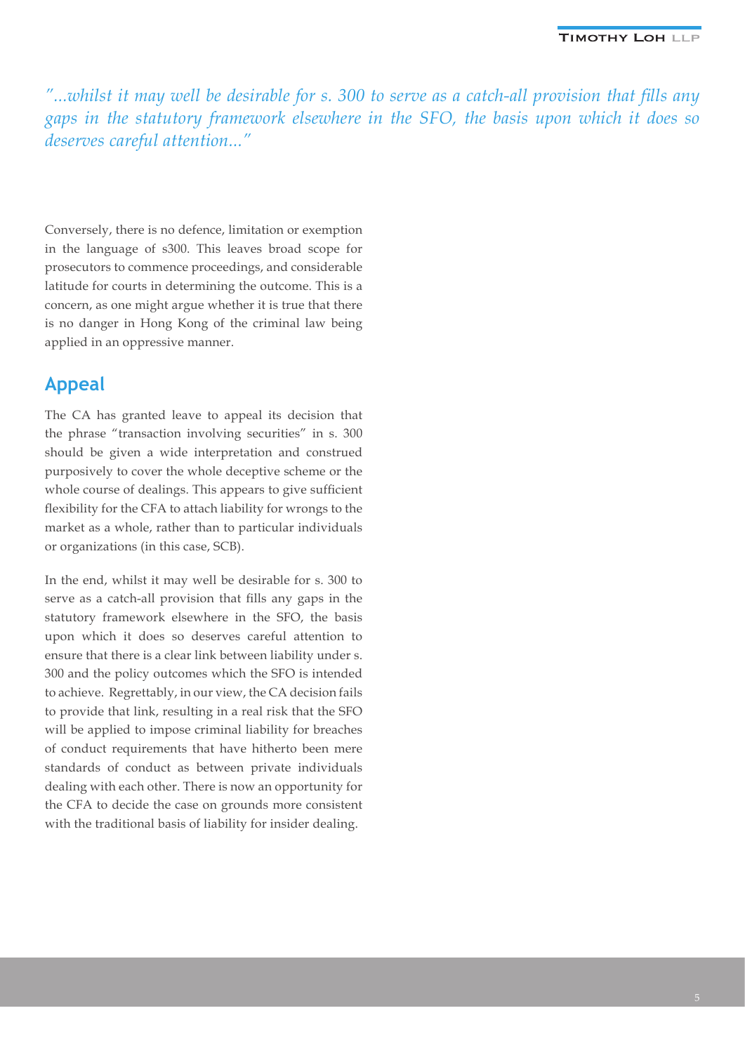*"...whilst it may well be desirable for s. 300 to serve as a catch-all provision that fills any gaps in the statutory framework elsewhere in the SFO, the basis upon which it does so deserves careful attention..."*

Conversely, there is no defence, limitation or exemption in the language of s300. This leaves broad scope for prosecutors to commence proceedings, and considerable latitude for courts in determining the outcome. This is a concern, as one might argue whether it is true that there is no danger in Hong Kong of the criminal law being applied in an oppressive manner.

## Appeal

The CA has granted leave to appeal its decision that the phrase "transaction involving securities" in s. 300 should be given a wide interpretation and construed purposively to cover the whole deceptive scheme or the whole course of dealings. This appears to give sufficient flexibility for the CFA to attach liability for wrongs to the market as a whole, rather than to particular individuals or organizations (in this case, SCB).

In the end, whilst it may well be desirable for s. 300 to serve as a catch-all provision that fills any gaps in the statutory framework elsewhere in the SFO, the basis upon which it does so deserves careful attention to ensure that there is a clear link between liability under s. 300 and the policy outcomes which the SFO is intended to achieve. Regrettably, in our view, the CA decision fails to provide that link, resulting in a real risk that the SFO will be applied to impose criminal liability for breaches of conduct requirements that have hitherto been mere standards of conduct as between private individuals dealing with each other. There is now an opportunity for the CFA to decide the case on grounds more consistent with the traditional basis of liability for insider dealing.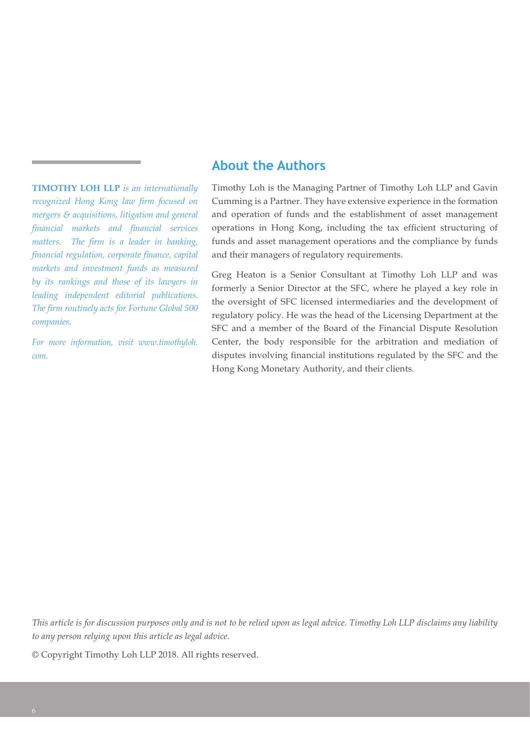**TIMOTHY LOH LLP** *is an internationally recognized Hong Kong law firm focused on mergers & acquisitions, litigation and general financial markets and financial services matters. The firm is a leader in banking, financial regulation, corporate finance, capital markets and investment funds as measured by its rankings and those of its lawyers in leading independent editorial publications. The firm routinely acts for Fortune Global 500 companies.*

*For more information, visit www.timothyloh.com.*

## About the Authors

Timothy Loh is the Managing Partner of Timothy Loh LLP and Gavin Cumming is a Partner. They have extensive experience in the formation and operation of funds and the establishment of asset management operations in Hong Kong, including the tax efficient structuring of funds and asset management operations and the compliance by funds and their managers of regulatory requirements.

Greg Heaton is a Senior Consultant at Timothy Loh LLP and was formerly a Senior Director at the SFC, where he played a key role in the oversight of SFC licensed intermediaries and the development of regulatory policy. He was the head of the Licensing Department at the SFC and a member of the Board of the Financial Dispute Resolution Center, the body responsible for the arbitration and mediation of disputes involving financial institutions regulated by the SFC and the Hong Kong Monetary Authority, and their clients.

*This article is for discussion purposes only and is not to be relied upon as legal advice. Timothy Loh LLP disclaims any liability to any person relying upon this article as legal advice.*

© Copyright Timothy Loh LLP 2018. All rights reserved.